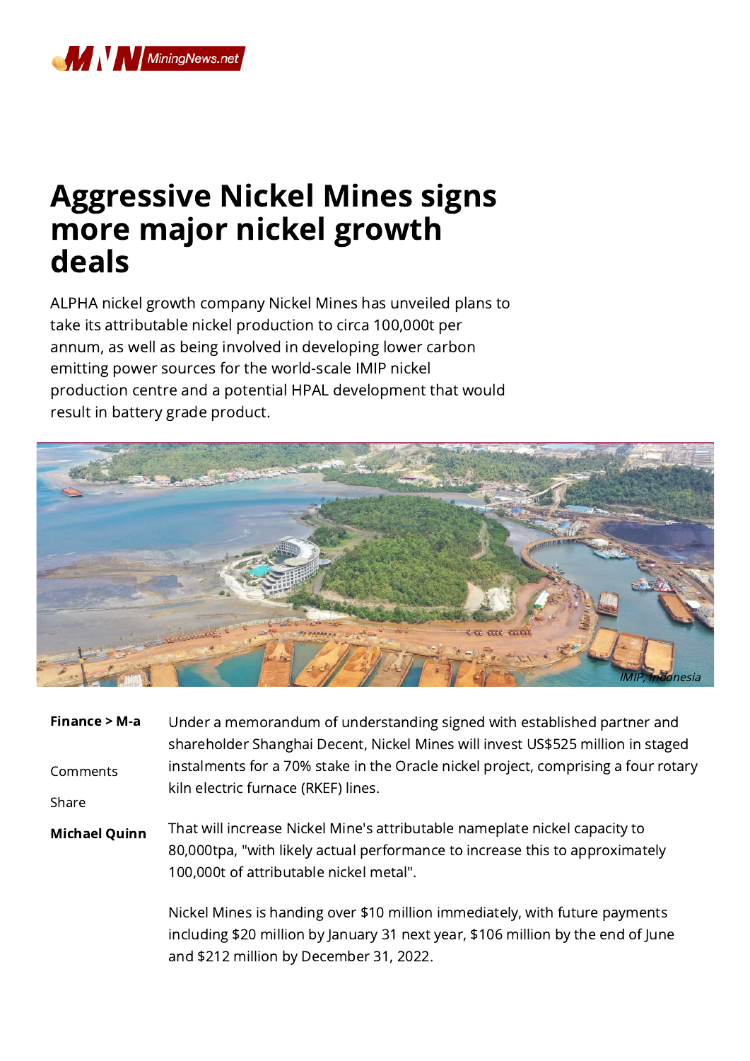# Aggressive Nickel Mines signs more major nickel growth deals

ALPHA nickel growth company Nickel Mines has unveiled plans to take its attributable nickel production to circa 100,000t per annum, as well as being involved in developing lower carbon emitting power sources for the world-scale IMIP nickel production centre and a potential HPAL development that would result in battery grade product.

IMIP, Indonesia

**Finance > M-a**

Comments

Share

**Michael Quinn**

Under a memorandum of understanding signed with established partner and shareholder Shanghai Decent, Nickel Mines will invest US$525 million in staged instalments for a 70% stake in the Oracle nickel project, comprising a four rotary kiln electric furnace (RKEF) lines.

That will increase Nickel Mine's attributable nameplate nickel capacity to 80,000tpa, "with likely actual performance to increase this to approximately 100,000t of attributable nickel metal".

Nickel Mines is handing over $10 million immediately, with future payments including $20 million by January 31 next year, $106 million by the end of June and $212 million by December 31, 2022.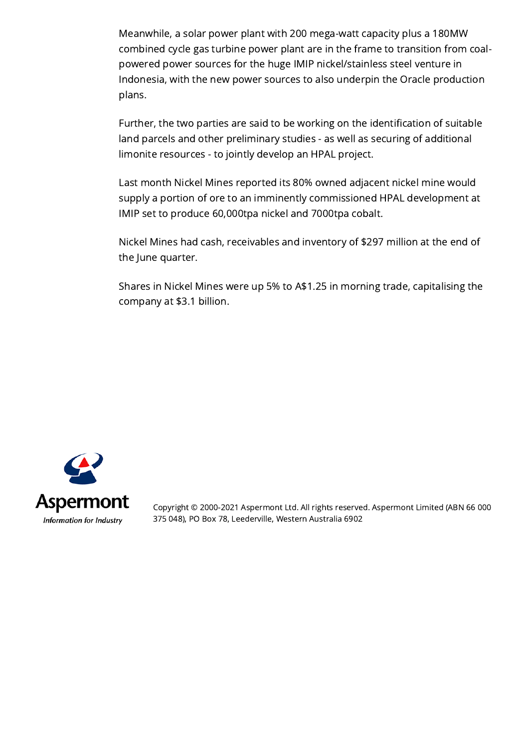Meanwhile, a solar power plant with 200 mega-watt capacity plus a 180MW combined cycle gas turbine power plant are in the frame to transition from coal-powered power sources for the huge IMIP nickel/stainless steel venture in Indonesia, with the new power sources to also underpin the Oracle production plans.

Further, the two parties are said to be working on the identification of suitable land parcels and other preliminary studies - as well as securing of additional limonite resources - to jointly develop an HPAL project.

Last month Nickel Mines reported its 80% owned adjacent nickel mine would supply a portion of ore to an imminently commissioned HPAL development at IMIP set to produce 60,000tpa nickel and 7000tpa cobalt.

Nickel Mines had cash, receivables and inventory of $297 million at the end of the June quarter.

Shares in Nickel Mines were up 5% to A$1.25 in morning trade, capitalising the company at $3.1 billion.

Aspermont
*Information for Industry*

Copyright © 2000-2021 Aspermont Ltd. All rights reserved. Aspermont Limited (ABN 66 000 375 048), PO Box 78, Leederville, Western Australia 6902